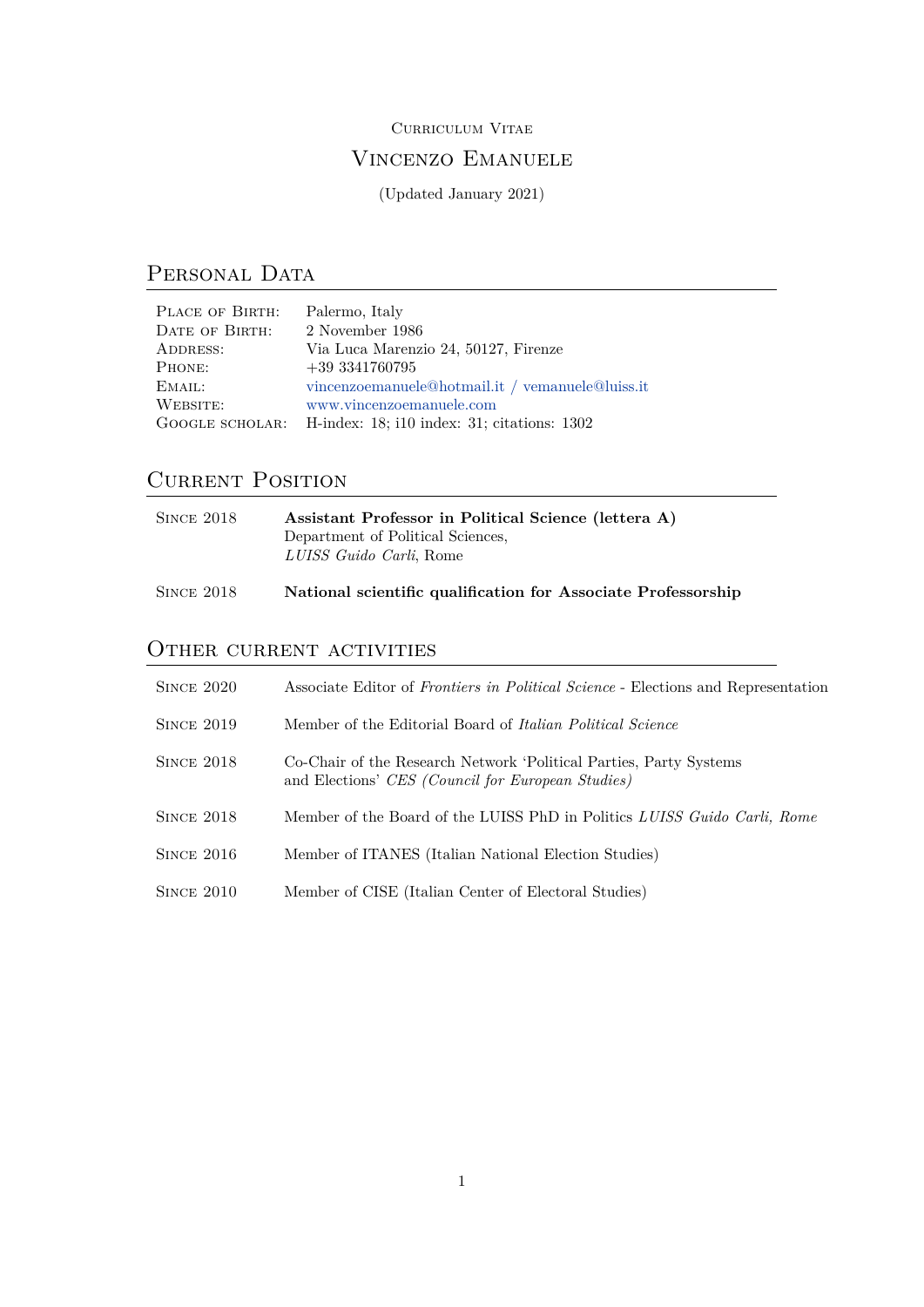Curriculum Vitae

# Vincenzo Emanuele

(Updated January 2021)

## Personal Data

| | |
|---|---|
| Place of Birth: | Palermo, Italy |
| Date of Birth: | 2 November 1986 |
| Address: | Via Luca Marenzio 24, 50127, Firenze |
| Phone: | +39 3341760795 |
| Email: | vincenzoemanuele@hotmail.it / vemanuele@luiss.it |
| Website: | www.vincenzoemanuele.com |
| Google scholar: | H-index: 18; i10 index: 31; citations: 1302 |

## Current Position

| | |
|---|---|
| Since 2018 | **Assistant Professor in Political Science (lettera A)**<br>Department of Political Sciences,<br>*LUISS Guido Carli*, Rome |
| Since 2018 | **National scientific qualification for Associate Professorship** |

## Other current activities

| | |
|---|---|
| Since 2020 | Associate Editor of *Frontiers in Political Science* - Elections and Representation |
| Since 2019 | Member of the Editorial Board of *Italian Political Science* |
| Since 2018 | Co-Chair of the Research Network 'Political Parties, Party Systems and Elections' *CES (Council for European Studies)* |
| Since 2018 | Member of the Board of the LUISS PhD in Politics *LUISS Guido Carli, Rome* |
| Since 2016 | Member of ITANES (Italian National Election Studies) |
| Since 2010 | Member of CISE (Italian Center of Electoral Studies) |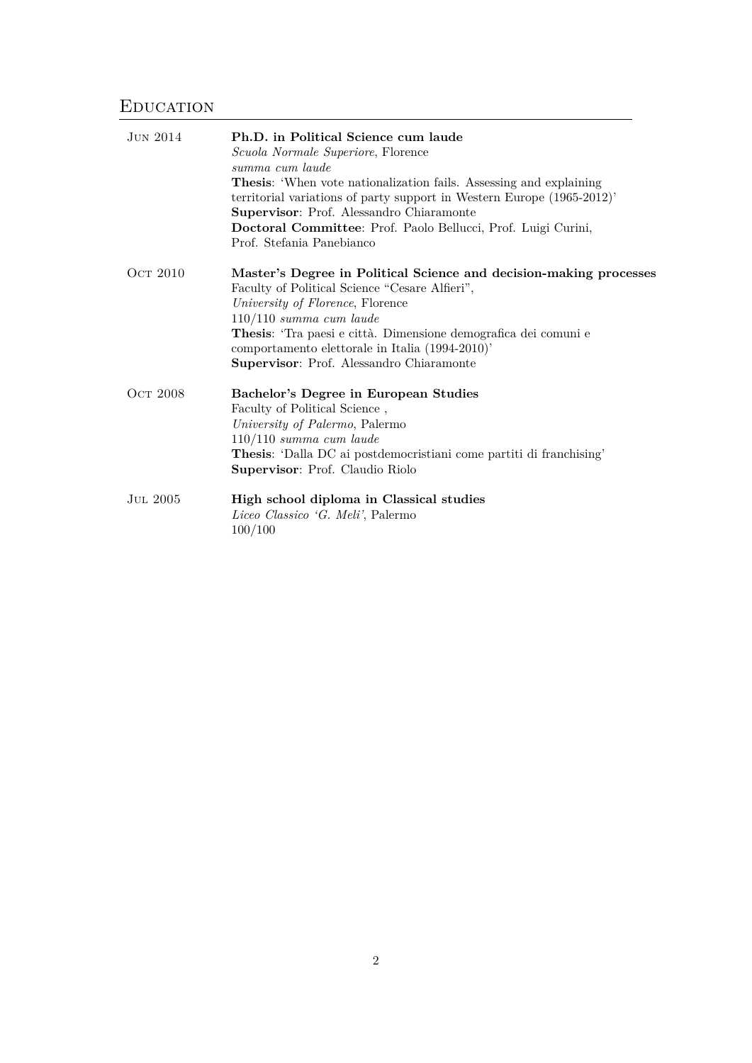## Education

Jun 2014 — **Ph.D. in Political Science cum laude**
*Scuola Normale Superiore*, Florence
*summa cum laude*
**Thesis**: 'When vote nationalization fails. Assessing and explaining territorial variations of party support in Western Europe (1965-2012)'
**Supervisor**: Prof. Alessandro Chiaramonte
**Doctoral Committee**: Prof. Paolo Bellucci, Prof. Luigi Curini, Prof. Stefania Panebianco

Oct 2010 — **Master's Degree in Political Science and decision-making processes**
Faculty of Political Science "Cesare Alfieri",
*University of Florence*, Florence
110/110 *summa cum laude*
**Thesis**: 'Tra paesi e città. Dimensione demografica dei comuni e comportamento elettorale in Italia (1994-2010)'
**Supervisor**: Prof. Alessandro Chiaramonte

Oct 2008 — **Bachelor's Degree in European Studies**
Faculty of Political Science ,
*University of Palermo*, Palermo
110/110 *summa cum laude*
**Thesis**: 'Dalla DC ai postdemocristiani come partiti di franchising'
**Supervisor**: Prof. Claudio Riolo

Jul 2005 — **High school diploma in Classical studies**
*Liceo Classico 'G. Meli'*, Palermo
100/100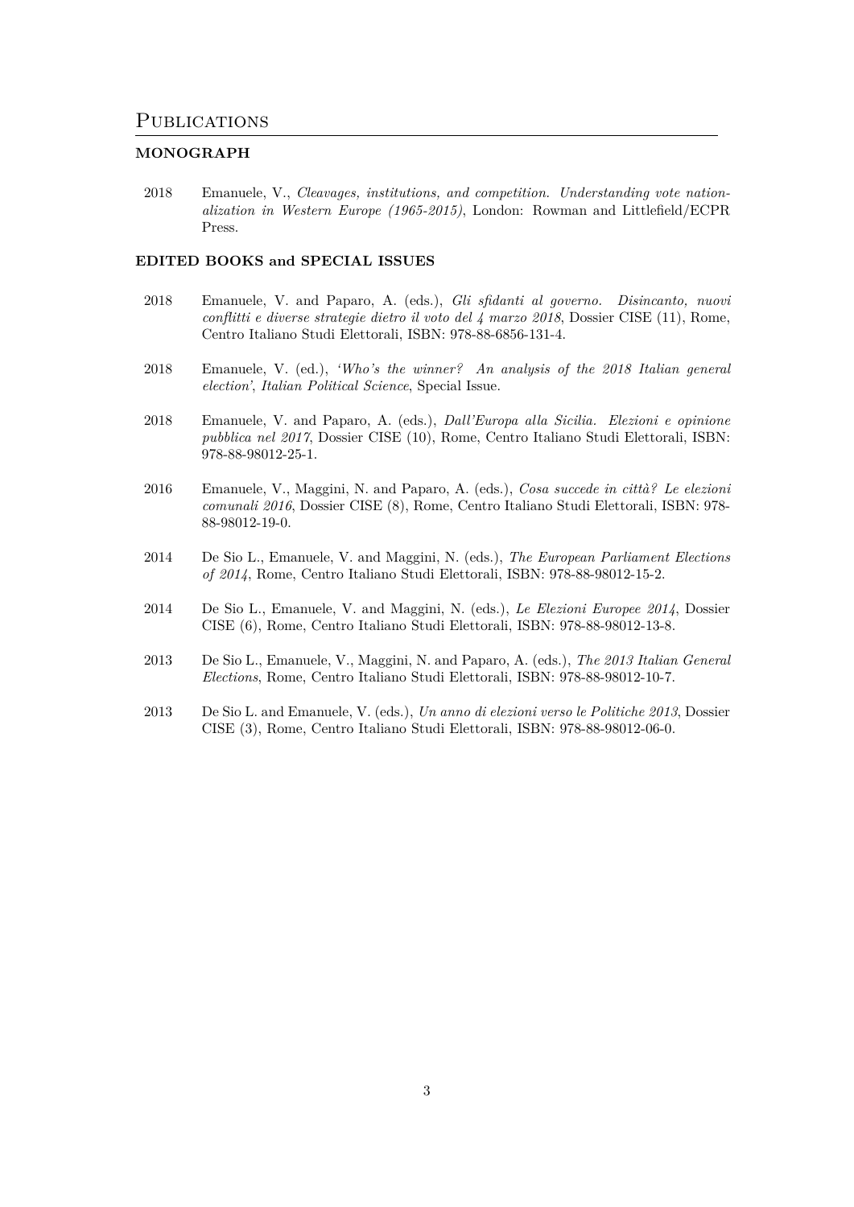## Publications

### MONOGRAPH

2018 Emanuele, V., *Cleavages, institutions, and competition. Understanding vote nationalization in Western Europe (1965-2015)*, London: Rowman and Littlefield/ECPR Press.

### EDITED BOOKS and SPECIAL ISSUES

2018 Emanuele, V. and Paparo, A. (eds.), *Gli sfidanti al governo. Disincanto, nuovi conflitti e diverse strategie dietro il voto del 4 marzo 2018*, Dossier CISE (11), Rome, Centro Italiano Studi Elettorali, ISBN: 978-88-6856-131-4.

2018 Emanuele, V. (ed.), *'Who's the winner? An analysis of the 2018 Italian general election'*, *Italian Political Science*, Special Issue.

2018 Emanuele, V. and Paparo, A. (eds.), *Dall'Europa alla Sicilia. Elezioni e opinione pubblica nel 2017*, Dossier CISE (10), Rome, Centro Italiano Studi Elettorali, ISBN: 978-88-98012-25-1.

2016 Emanuele, V., Maggini, N. and Paparo, A. (eds.), *Cosa succede in città? Le elezioni comunali 2016*, Dossier CISE (8), Rome, Centro Italiano Studi Elettorali, ISBN: 978-88-98012-19-0.

2014 De Sio L., Emanuele, V. and Maggini, N. (eds.), *The European Parliament Elections of 2014*, Rome, Centro Italiano Studi Elettorali, ISBN: 978-88-98012-15-2.

2014 De Sio L., Emanuele, V. and Maggini, N. (eds.), *Le Elezioni Europee 2014*, Dossier CISE (6), Rome, Centro Italiano Studi Elettorali, ISBN: 978-88-98012-13-8.

2013 De Sio L., Emanuele, V., Maggini, N. and Paparo, A. (eds.), *The 2013 Italian General Elections*, Rome, Centro Italiano Studi Elettorali, ISBN: 978-88-98012-10-7.

2013 De Sio L. and Emanuele, V. (eds.), *Un anno di elezioni verso le Politiche 2013*, Dossier CISE (3), Rome, Centro Italiano Studi Elettorali, ISBN: 978-88-98012-06-0.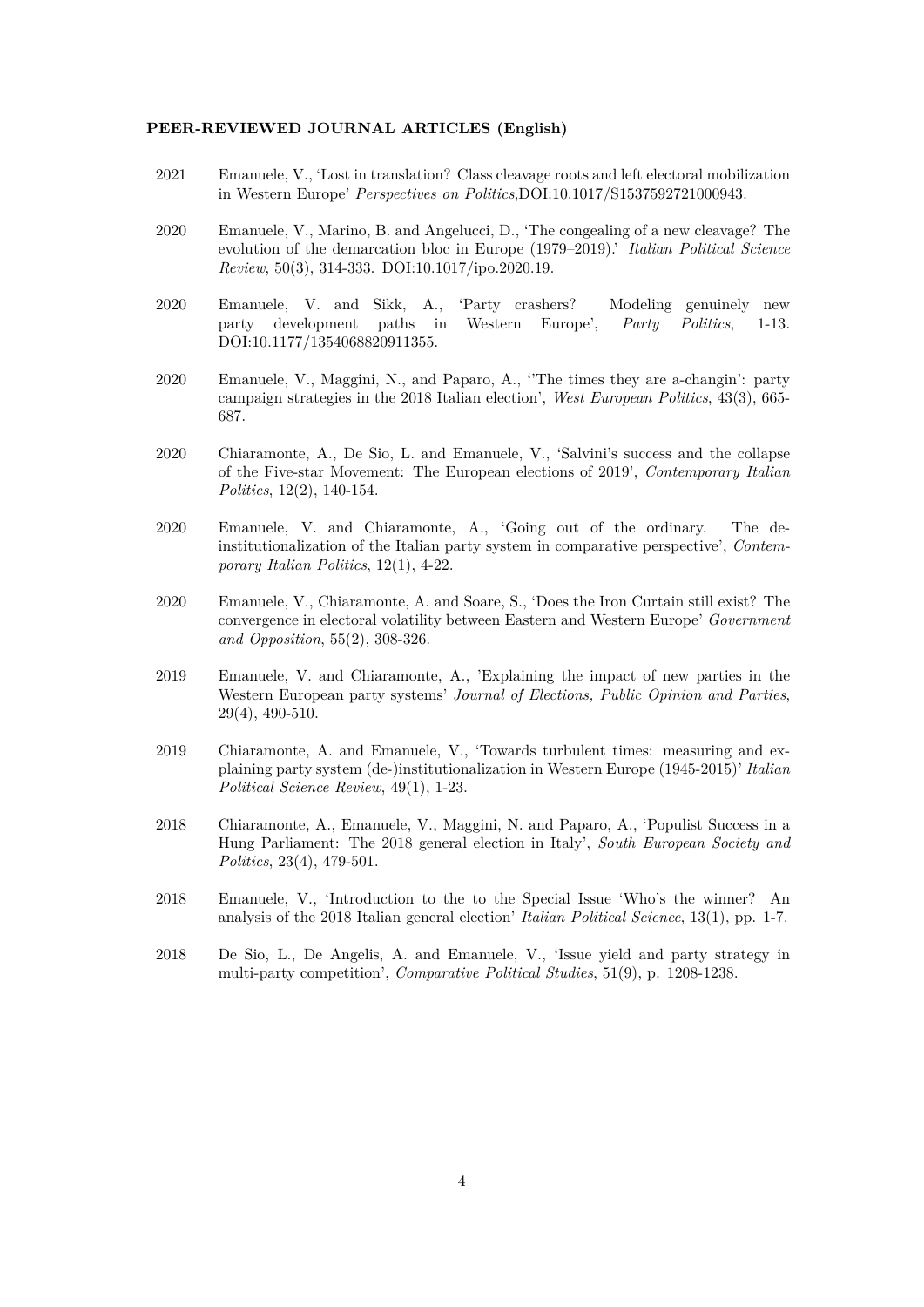**PEER-REVIEWED JOURNAL ARTICLES (English)**

2021 Emanuele, V., 'Lost in translation? Class cleavage roots and left electoral mobilization in Western Europe' *Perspectives on Politics*,DOI:10.1017/S1537592721000943.

2020 Emanuele, V., Marino, B. and Angelucci, D., 'The congealing of a new cleavage? The evolution of the demarcation bloc in Europe (1979–2019).' *Italian Political Science Review*, 50(3), 314-333. DOI:10.1017/ipo.2020.19.

2020 Emanuele, V. and Sikk, A., 'Party crashers? Modeling genuinely new party development paths in Western Europe', *Party Politics*, 1-13. DOI:10.1177/1354068820911355.

2020 Emanuele, V., Maggini, N., and Paparo, A., ''The times they are a-changin': party campaign strategies in the 2018 Italian election', *West European Politics*, 43(3), 665-687.

2020 Chiaramonte, A., De Sio, L. and Emanuele, V., 'Salvini's success and the collapse of the Five-star Movement: The European elections of 2019', *Contemporary Italian Politics*, 12(2), 140-154.

2020 Emanuele, V. and Chiaramonte, A., 'Going out of the ordinary. The de-institutionalization of the Italian party system in comparative perspective', *Contemporary Italian Politics*, 12(1), 4-22.

2020 Emanuele, V., Chiaramonte, A. and Soare, S., 'Does the Iron Curtain still exist? The convergence in electoral volatility between Eastern and Western Europe' *Government and Opposition*, 55(2), 308-326.

2019 Emanuele, V. and Chiaramonte, A., 'Explaining the impact of new parties in the Western European party systems' *Journal of Elections, Public Opinion and Parties*, 29(4), 490-510.

2019 Chiaramonte, A. and Emanuele, V., 'Towards turbulent times: measuring and explaining party system (de-)institutionalization in Western Europe (1945-2015)' *Italian Political Science Review*, 49(1), 1-23.

2018 Chiaramonte, A., Emanuele, V., Maggini, N. and Paparo, A., 'Populist Success in a Hung Parliament: The 2018 general election in Italy', *South European Society and Politics*, 23(4), 479-501.

2018 Emanuele, V., 'Introduction to the to the Special Issue 'Who's the winner? An analysis of the 2018 Italian general election' *Italian Political Science*, 13(1), pp. 1-7.

2018 De Sio, L., De Angelis, A. and Emanuele, V., 'Issue yield and party strategy in multi-party competition', *Comparative Political Studies*, 51(9), p. 1208-1238.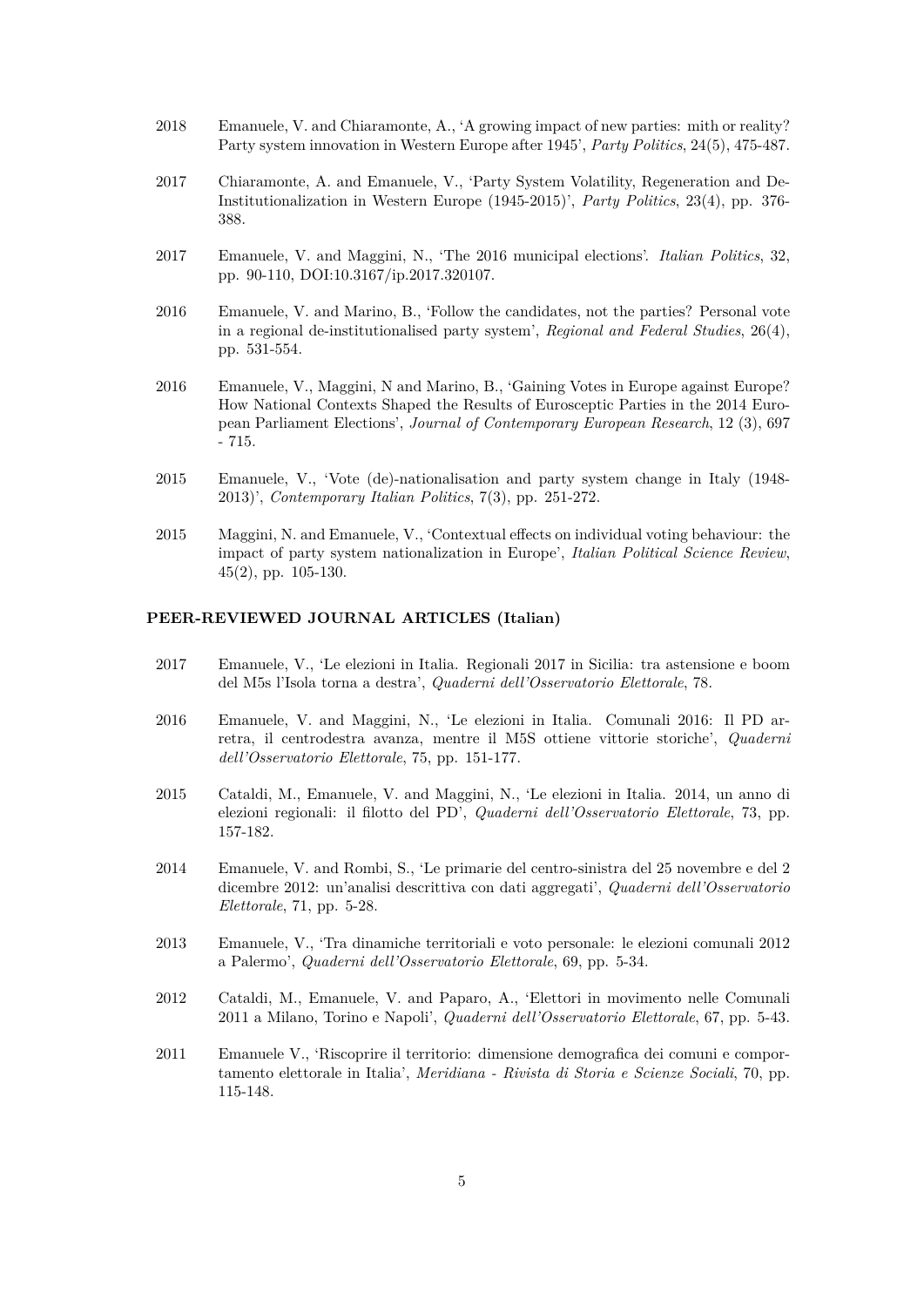2018 Emanuele, V. and Chiaramonte, A., 'A growing impact of new parties: mith or reality? Party system innovation in Western Europe after 1945', *Party Politics*, 24(5), 475-487.

2017 Chiaramonte, A. and Emanuele, V., 'Party System Volatility, Regeneration and De-Institutionalization in Western Europe (1945-2015)', *Party Politics*, 23(4), pp. 376-388.

2017 Emanuele, V. and Maggini, N., 'The 2016 municipal elections'. *Italian Politics*, 32, pp. 90-110, DOI:10.3167/ip.2017.320107.

2016 Emanuele, V. and Marino, B., 'Follow the candidates, not the parties? Personal vote in a regional de-institutionalised party system', *Regional and Federal Studies*, 26(4), pp. 531-554.

2016 Emanuele, V., Maggini, N and Marino, B., 'Gaining Votes in Europe against Europe? How National Contexts Shaped the Results of Eurosceptic Parties in the 2014 European Parliament Elections', *Journal of Contemporary European Research*, 12 (3), 697 - 715.

2015 Emanuele, V., 'Vote (de)-nationalisation and party system change in Italy (1948-2013)', *Contemporary Italian Politics*, 7(3), pp. 251-272.

2015 Maggini, N. and Emanuele, V., 'Contextual effects on individual voting behaviour: the impact of party system nationalization in Europe', *Italian Political Science Review*, 45(2), pp. 105-130.

## PEER-REVIEWED JOURNAL ARTICLES (Italian)

2017 Emanuele, V., 'Le elezioni in Italia. Regionali 2017 in Sicilia: tra astensione e boom del M5s l'Isola torna a destra', *Quaderni dell'Osservatorio Elettorale*, 78.

2016 Emanuele, V. and Maggini, N., 'Le elezioni in Italia. Comunali 2016: Il PD arretra, il centrodestra avanza, mentre il M5S ottiene vittorie storiche', *Quaderni dell'Osservatorio Elettorale*, 75, pp. 151-177.

2015 Cataldi, M., Emanuele, V. and Maggini, N., 'Le elezioni in Italia. 2014, un anno di elezioni regionali: il filotto del PD', *Quaderni dell'Osservatorio Elettorale*, 73, pp. 157-182.

2014 Emanuele, V. and Rombi, S., 'Le primarie del centro-sinistra del 25 novembre e del 2 dicembre 2012: un'analisi descrittiva con dati aggregati', *Quaderni dell'Osservatorio Elettorale*, 71, pp. 5-28.

2013 Emanuele, V., 'Tra dinamiche territoriali e voto personale: le elezioni comunali 2012 a Palermo', *Quaderni dell'Osservatorio Elettorale*, 69, pp. 5-34.

2012 Cataldi, M., Emanuele, V. and Paparo, A., 'Elettori in movimento nelle Comunali 2011 a Milano, Torino e Napoli', *Quaderni dell'Osservatorio Elettorale*, 67, pp. 5-43.

2011 Emanuele V., 'Riscoprire il territorio: dimensione demografica dei comuni e comportamento elettorale in Italia', *Meridiana - Rivista di Storia e Scienze Sociali*, 70, pp. 115-148.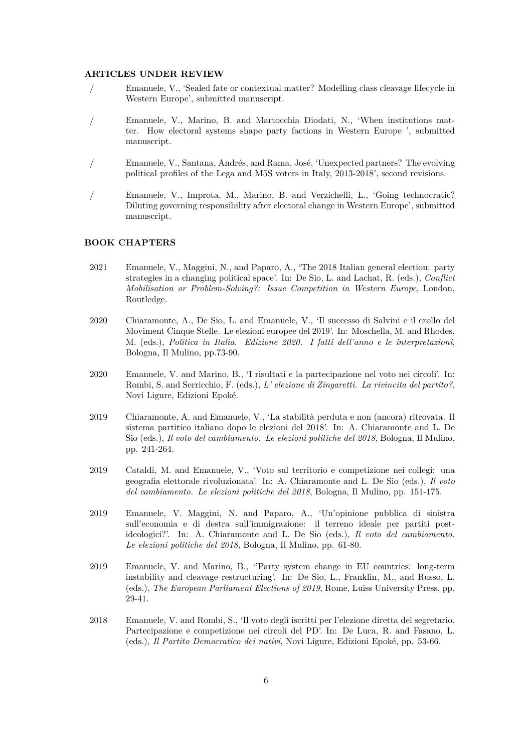### ARTICLES UNDER REVIEW

/ Emanuele, V., 'Sealed fate or contextual matter? Modelling class cleavage lifecycle in Western Europe', submitted manuscript.

/ Emanuele, V., Marino, B. and Martocchia Diodati, N., 'When institutions matter. How electoral systems shape party factions in Western Europe ', submitted manuscript.

/ Emanuele, V., Santana, Andrés, and Rama, José, 'Unexpected partners? The evolving political profiles of the Lega and M5S voters in Italy, 2013-2018', second revisions.

/ Emanuele, V., Improta, M., Marino, B. and Verzichelli, L., 'Going technocratic? Diluting governing responsibility after electoral change in Western Europe', submitted manuscript.

### BOOK CHAPTERS

2021 Emanuele, V., Maggini, N., and Paparo, A., 'The 2018 Italian general election: party strategies in a changing political space'. In: De Sio, L. and Lachat, R. (eds.), *Conflict Mobilisation or Problem-Solving?: Issue Competition in Western Europe*, London, Routledge.

2020 Chiaramonte, A., De Sio, L. and Emanuele, V., 'Il successo di Salvini e il crollo del Moviment Cinque Stelle. Le elezioni europee del 2019'. In: Moschella, M. and Rhodes, M. (eds.), *Politica in Italia. Edizione 2020. I fatti dell'anno e le interpretazioni*, Bologna, Il Mulino, pp.73-90.

2020 Emanuele, V. and Marino, B., 'I risultati e la partecipazione nel voto nei circoli'. In: Rombi, S. and Serricchio, F. (eds.), *L' elezione di Zingaretti. La rivincita del partito?*, Novi Ligure, Edizioni Epoké.

2019 Chiaramonte, A. and Emanuele, V., 'La stabilità perduta e non (ancora) ritrovata. Il sistema partitico italiano dopo le elezioni del 2018'. In: A. Chiaramonte and L. De Sio (eds.), *Il voto del cambiamento. Le elezioni politiche del 2018*, Bologna, Il Mulino, pp. 241-264.

2019 Cataldi, M. and Emanuele, V., 'Voto sul territorio e competizione nei collegi: una geografia elettorale rivoluzionata'. In: A. Chiaramonte and L. De Sio (eds.), *Il voto del cambiamento. Le elezioni politiche del 2018*, Bologna, Il Mulino, pp. 151-175.

2019 Emanuele, V. Maggini, N. and Paparo, A., 'Un'opinione pubblica di sinistra sull'economia e di destra sull'immigrazione: il terreno ideale per partiti post-ideologici?'. In: A. Chiaramonte and L. De Sio (eds.), *Il voto del cambiamento. Le elezioni politiche del 2018*, Bologna, Il Mulino, pp. 61-80.

2019 Emanuele, V. and Marino, B., ''Party system change in EU countries: long-term instability and cleavage restructuring'. In: De Sio, L., Franklin, M., and Russo, L. (eds.), *The European Parliament Elections of 2019*, Rome, Luiss University Press, pp. 29-41.

2018 Emanuele, V. and Rombi, S., 'Il voto degli iscritti per l'elezione diretta del segretario. Partecipazione e competizione nei circoli del PD'. In: De Luca, R. and Fasano, L. (eds.), *Il Partito Democratico dei nativi*, Novi Ligure, Edizioni Epoké, pp. 53-66.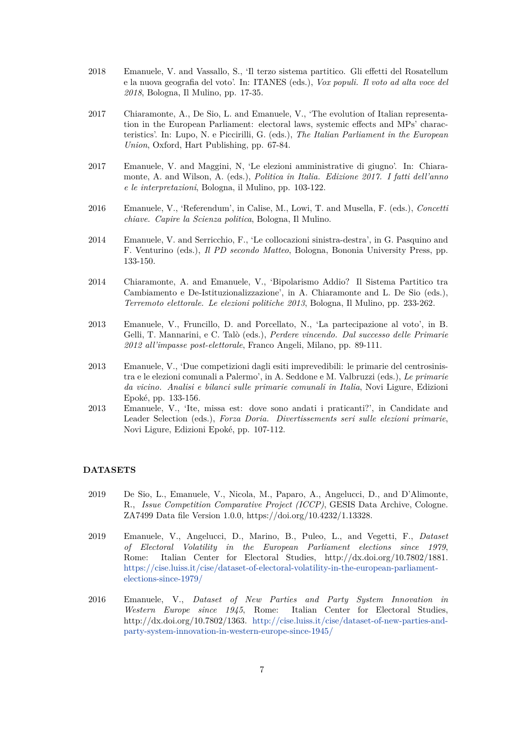2018 Emanuele, V. and Vassallo, S., 'Il terzo sistema partitico. Gli effetti del Rosatellum e la nuova geografia del voto'. In: ITANES (eds.), *Vox populi. Il voto ad alta voce del 2018*, Bologna, Il Mulino, pp. 17-35.

2017 Chiaramonte, A., De Sio, L. and Emanuele, V., 'The evolution of Italian representation in the European Parliament: electoral laws, systemic effects and MPs' characteristics'. In: Lupo, N. e Piccirilli, G. (eds.), *The Italian Parliament in the European Union*, Oxford, Hart Publishing, pp. 67-84.

2017 Emanuele, V. and Maggini, N, 'Le elezioni amministrative di giugno'. In: Chiaramonte, A. and Wilson, A. (eds.), *Politica in Italia. Edizione 2017. I fatti dell'anno e le interpretazioni*, Bologna, il Mulino, pp. 103-122.

2016 Emanuele, V., 'Referendum', in Calise, M., Lowi, T. and Musella, F. (eds.), *Concetti chiave. Capire la Scienza politica*, Bologna, Il Mulino.

2014 Emanuele, V. and Serricchio, F., 'Le collocazioni sinistra-destra', in G. Pasquino and F. Venturino (eds.), *Il PD secondo Matteo*, Bologna, Bononia University Press, pp. 133-150.

2014 Chiaramonte, A. and Emanuele, V., 'Bipolarismo Addio? Il Sistema Partitico tra Cambiamento e De-Istituzionalizzazione', in A. Chiaramonte and L. De Sio (eds.), *Terremoto elettorale. Le elezioni politiche 2013*, Bologna, Il Mulino, pp. 233-262.

2013 Emanuele, V., Fruncillo, D. and Porcellato, N., 'La partecipazione al voto', in B. Gelli, T. Mannarini, e C. Talò (eds.), *Perdere vincendo. Dal successo delle Primarie 2012 all'impasse post-elettorale*, Franco Angeli, Milano, pp. 89-111.

2013 Emanuele, V., 'Due competizioni dagli esiti imprevedibili: le primarie del centrosinistra e le elezioni comunali a Palermo', in A. Seddone e M. Valbruzzi (eds.), *Le primarie da vicino. Analisi e bilanci sulle primarie comunali in Italia*, Novi Ligure, Edizioni Epoké, pp. 133-156.

2013 Emanuele, V., 'Ite, missa est: dove sono andati i praticanti?', in Candidate and Leader Selection (eds.), *Forza Doria. Divertissements seri sulle elezioni primarie*, Novi Ligure, Edizioni Epoké, pp. 107-112.

## DATASETS

2019 De Sio, L., Emanuele, V., Nicola, M., Paparo, A., Angelucci, D., and D'Alimonte, R., *Issue Competition Comparative Project (ICCP)*, GESIS Data Archive, Cologne. ZA7499 Data file Version 1.0.0, https://doi.org/10.4232/1.13328.

2019 Emanuele, V., Angelucci, D., Marino, B., Puleo, L., and Vegetti, F., *Dataset of Electoral Volatility in the European Parliament elections since 1979*, Rome: Italian Center for Electoral Studies, http://dx.doi.org/10.7802/1881. https://cise.luiss.it/cise/dataset-of-electoral-volatility-in-the-european-parliament-elections-since-1979/

2016 Emanuele, V., *Dataset of New Parties and Party System Innovation in Western Europe since 1945*, Rome: Italian Center for Electoral Studies, http://dx.doi.org/10.7802/1363. http://cise.luiss.it/cise/dataset-of-new-parties-and-party-system-innovation-in-western-europe-since-1945/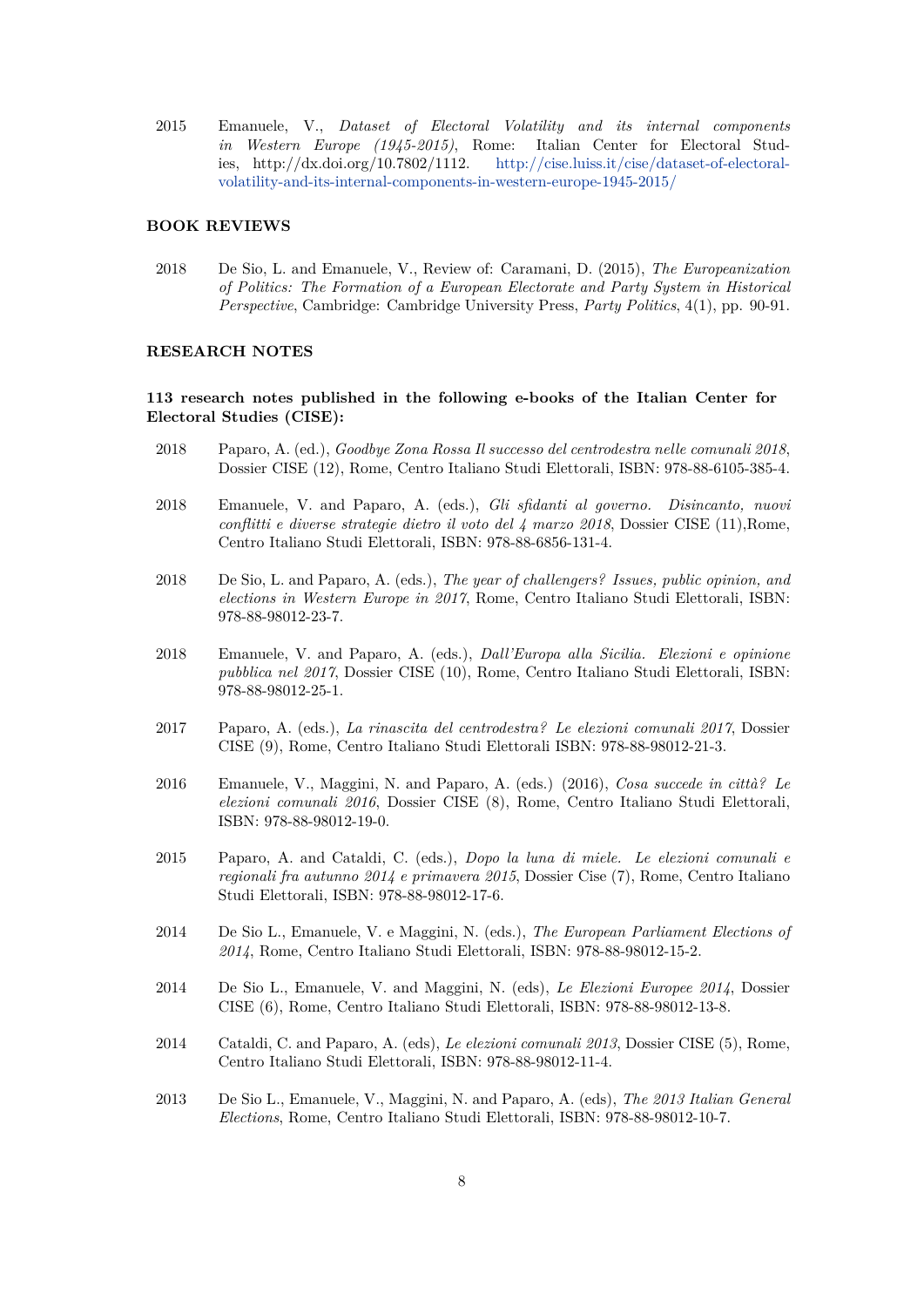2015 Emanuele, V., *Dataset of Electoral Volatility and its internal components in Western Europe (1945-2015)*, Rome: Italian Center for Electoral Studies, http://dx.doi.org/10.7802/1112. http://cise.luiss.it/cise/dataset-of-electoral-volatility-and-its-internal-components-in-western-europe-1945-2015/

## BOOK REVIEWS

2018 De Sio, L. and Emanuele, V., Review of: Caramani, D. (2015), *The Europeanization of Politics: The Formation of a European Electorate and Party System in Historical Perspective*, Cambridge: Cambridge University Press, *Party Politics*, 4(1), pp. 90-91.

## RESEARCH NOTES

**113 research notes published in the following e-books of the Italian Center for Electoral Studies (CISE):**

2018 Paparo, A. (ed.), *Goodbye Zona Rossa Il successo del centrodestra nelle comunali 2018*, Dossier CISE (12), Rome, Centro Italiano Studi Elettorali, ISBN: 978-88-6105-385-4.

2018 Emanuele, V. and Paparo, A. (eds.), *Gli sfidanti al governo. Disincanto, nuovi conflitti e diverse strategie dietro il voto del 4 marzo 2018*, Dossier CISE (11),Rome, Centro Italiano Studi Elettorali, ISBN: 978-88-6856-131-4.

2018 De Sio, L. and Paparo, A. (eds.), *The year of challengers? Issues, public opinion, and elections in Western Europe in 2017*, Rome, Centro Italiano Studi Elettorali, ISBN: 978-88-98012-23-7.

2018 Emanuele, V. and Paparo, A. (eds.), *Dall'Europa alla Sicilia. Elezioni e opinione pubblica nel 2017*, Dossier CISE (10), Rome, Centro Italiano Studi Elettorali, ISBN: 978-88-98012-25-1.

2017 Paparo, A. (eds.), *La rinascita del centrodestra? Le elezioni comunali 2017*, Dossier CISE (9), Rome, Centro Italiano Studi Elettorali ISBN: 978-88-98012-21-3.

2016 Emanuele, V., Maggini, N. and Paparo, A. (eds.) (2016), *Cosa succede in città? Le elezioni comunali 2016*, Dossier CISE (8), Rome, Centro Italiano Studi Elettorali, ISBN: 978-88-98012-19-0.

2015 Paparo, A. and Cataldi, C. (eds.), *Dopo la luna di miele. Le elezioni comunali e regionali fra autunno 2014 e primavera 2015*, Dossier Cise (7), Rome, Centro Italiano Studi Elettorali, ISBN: 978-88-98012-17-6.

2014 De Sio L., Emanuele, V. e Maggini, N. (eds.), *The European Parliament Elections of 2014*, Rome, Centro Italiano Studi Elettorali, ISBN: 978-88-98012-15-2.

2014 De Sio L., Emanuele, V. and Maggini, N. (eds), *Le Elezioni Europee 2014*, Dossier CISE (6), Rome, Centro Italiano Studi Elettorali, ISBN: 978-88-98012-13-8.

2014 Cataldi, C. and Paparo, A. (eds), *Le elezioni comunali 2013*, Dossier CISE (5), Rome, Centro Italiano Studi Elettorali, ISBN: 978-88-98012-11-4.

2013 De Sio L., Emanuele, V., Maggini, N. and Paparo, A. (eds), *The 2013 Italian General Elections*, Rome, Centro Italiano Studi Elettorali, ISBN: 978-88-98012-10-7.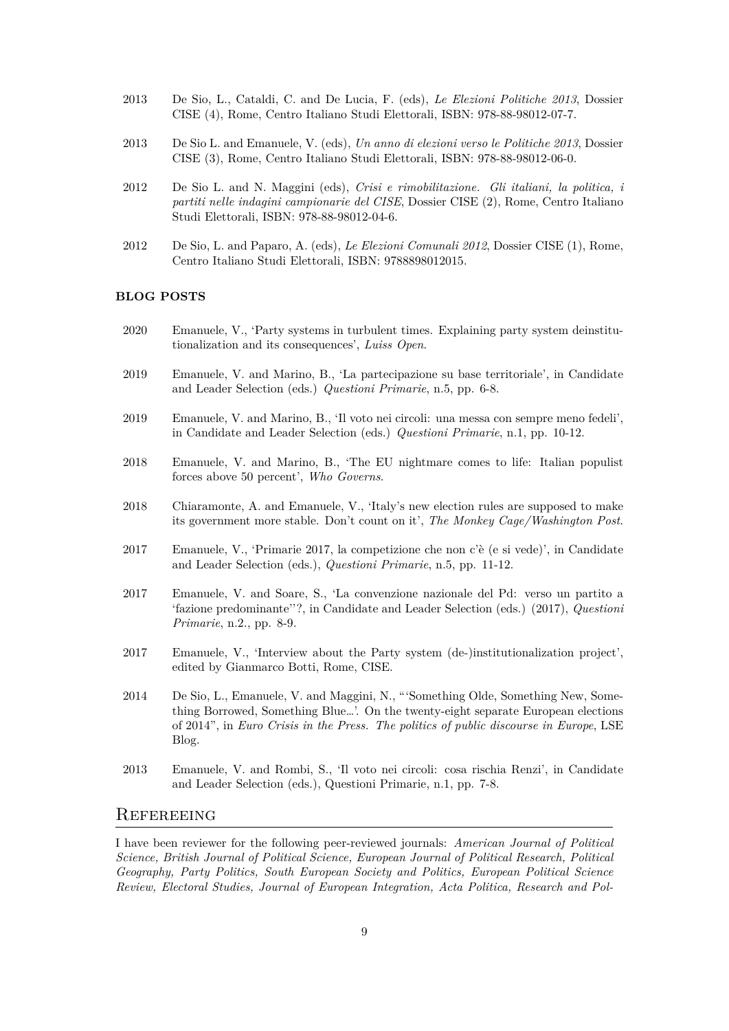2013 De Sio, L., Cataldi, C. and De Lucia, F. (eds), *Le Elezioni Politiche 2013*, Dossier CISE (4), Rome, Centro Italiano Studi Elettorali, ISBN: 978-88-98012-07-7.

2013 De Sio L. and Emanuele, V. (eds), *Un anno di elezioni verso le Politiche 2013*, Dossier CISE (3), Rome, Centro Italiano Studi Elettorali, ISBN: 978-88-98012-06-0.

2012 De Sio L. and N. Maggini (eds), *Crisi e rimobilitazione. Gli italiani, la politica, i partiti nelle indagini campionarie del CISE*, Dossier CISE (2), Rome, Centro Italiano Studi Elettorali, ISBN: 978-88-98012-04-6.

2012 De Sio, L. and Paparo, A. (eds), *Le Elezioni Comunali 2012*, Dossier CISE (1), Rome, Centro Italiano Studi Elettorali, ISBN: 9788898012015.

### BLOG POSTS

2020 Emanuele, V., 'Party systems in turbulent times. Explaining party system deinstitutionalization and its consequences', *Luiss Open*.

2019 Emanuele, V. and Marino, B., 'La partecipazione su base territoriale', in Candidate and Leader Selection (eds.) *Questioni Primarie*, n.5, pp. 6-8.

2019 Emanuele, V. and Marino, B., 'Il voto nei circoli: una messa con sempre meno fedeli', in Candidate and Leader Selection (eds.) *Questioni Primarie*, n.1, pp. 10-12.

2018 Emanuele, V. and Marino, B., 'The EU nightmare comes to life: Italian populist forces above 50 percent', *Who Governs*.

2018 Chiaramonte, A. and Emanuele, V., 'Italy's new election rules are supposed to make its government more stable. Don't count on it', *The Monkey Cage/Washington Post*.

2017 Emanuele, V., 'Primarie 2017, la competizione che non c'è (e si vede)', in Candidate and Leader Selection (eds.), *Questioni Primarie*, n.5, pp. 11-12.

2017 Emanuele, V. and Soare, S., 'La convenzione nazionale del Pd: verso un partito a 'fazione predominante''?, in Candidate and Leader Selection (eds.) (2017), *Questioni Primarie*, n.2., pp. 8-9.

2017 Emanuele, V., 'Interview about the Party system (de-)institutionalization project', edited by Gianmarco Botti, Rome, CISE.

2014 De Sio, L., Emanuele, V. and Maggini, N., "'Something Olde, Something New, Something Borrowed, Something Blue…'. On the twenty-eight separate European elections of 2014", in *Euro Crisis in the Press. The politics of public discourse in Europe*, LSE Blog.

2013 Emanuele, V. and Rombi, S., 'Il voto nei circoli: cosa rischia Renzi', in Candidate and Leader Selection (eds.), Questioni Primarie, n.1, pp. 7-8.

## Refereeing

I have been reviewer for the following peer-reviewed journals: *American Journal of Political Science, British Journal of Political Science, European Journal of Political Research, Political Geography, Party Politics, South European Society and Politics, European Political Science Review, Electoral Studies, Journal of European Integration, Acta Politica, Research and Pol-*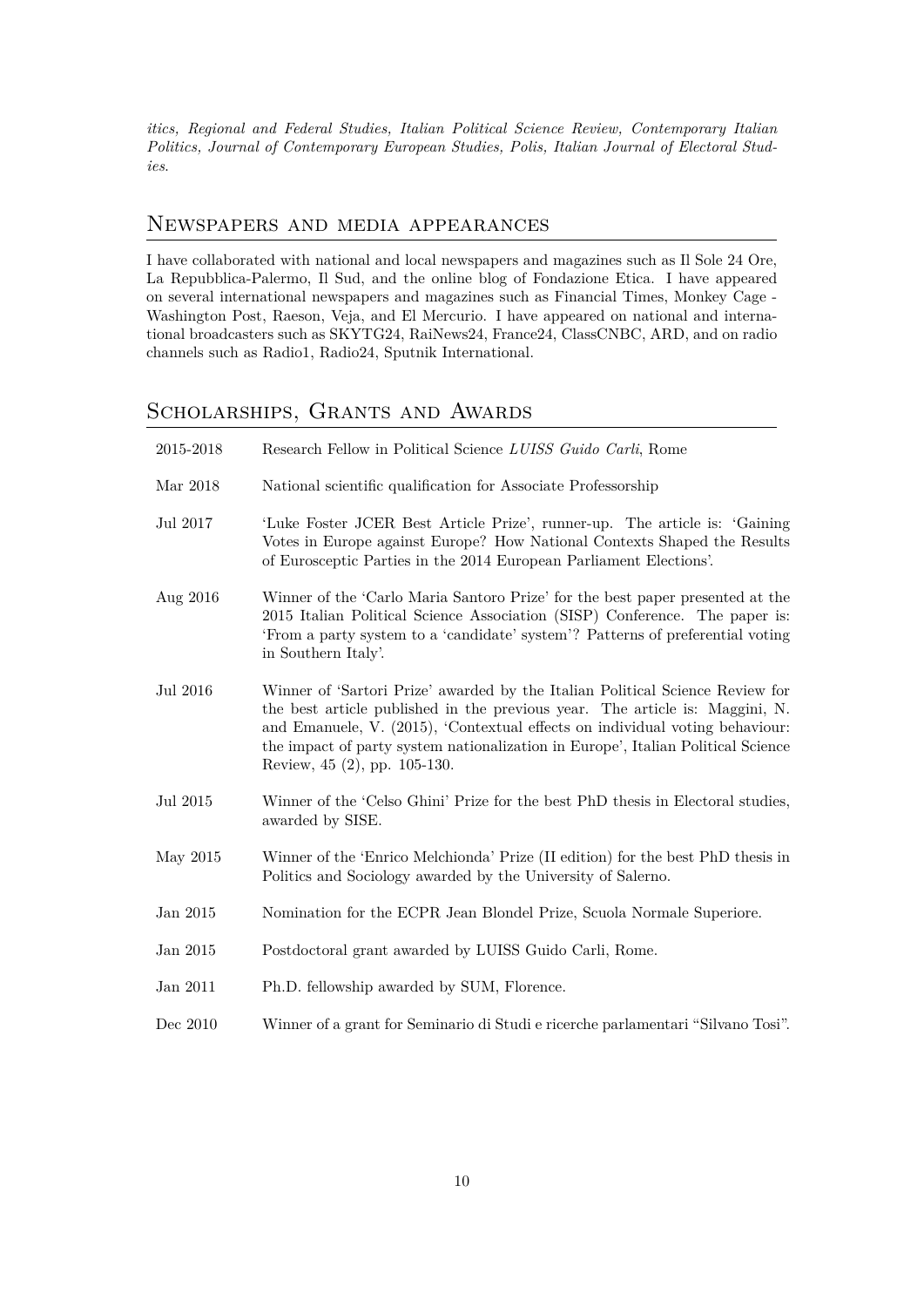*itics, Regional and Federal Studies, Italian Political Science Review, Contemporary Italian Politics, Journal of Contemporary European Studies, Polis, Italian Journal of Electoral Studies.*

## Newspapers and media appearances

I have collaborated with national and local newspapers and magazines such as Il Sole 24 Ore, La Repubblica-Palermo, Il Sud, and the online blog of Fondazione Etica. I have appeared on several international newspapers and magazines such as Financial Times, Monkey Cage - Washington Post, Raeson, Veja, and El Mercurio. I have appeared on national and international broadcasters such as SKYTG24, RaiNews24, France24, ClassCNBC, ARD, and on radio channels such as Radio1, Radio24, Sputnik International.

## Scholarships, Grants and Awards

| | |
|---|---|
| 2015-2018 | Research Fellow in Political Science *LUISS Guido Carli*, Rome |
| Mar 2018 | National scientific qualification for Associate Professorship |
| Jul 2017 | 'Luke Foster JCER Best Article Prize', runner-up. The article is: 'Gaining Votes in Europe against Europe? How National Contexts Shaped the Results of Eurosceptic Parties in the 2014 European Parliament Elections'. |
| Aug 2016 | Winner of the 'Carlo Maria Santoro Prize' for the best paper presented at the 2015 Italian Political Science Association (SISP) Conference. The paper is: 'From a party system to a 'candidate' system'? Patterns of preferential voting in Southern Italy'. |
| Jul 2016 | Winner of 'Sartori Prize' awarded by the Italian Political Science Review for the best article published in the previous year. The article is: Maggini, N. and Emanuele, V. (2015), 'Contextual effects on individual voting behaviour: the impact of party system nationalization in Europe', Italian Political Science Review, 45 (2), pp. 105-130. |
| Jul 2015 | Winner of the 'Celso Ghini' Prize for the best PhD thesis in Electoral studies, awarded by SISE. |
| May 2015 | Winner of the 'Enrico Melchionda' Prize (II edition) for the best PhD thesis in Politics and Sociology awarded by the University of Salerno. |
| Jan 2015 | Nomination for the ECPR Jean Blondel Prize, Scuola Normale Superiore. |
| Jan 2015 | Postdoctoral grant awarded by LUISS Guido Carli, Rome. |
| Jan 2011 | Ph.D. fellowship awarded by SUM, Florence. |
| Dec 2010 | Winner of a grant for Seminario di Studi e ricerche parlamentari "Silvano Tosi". |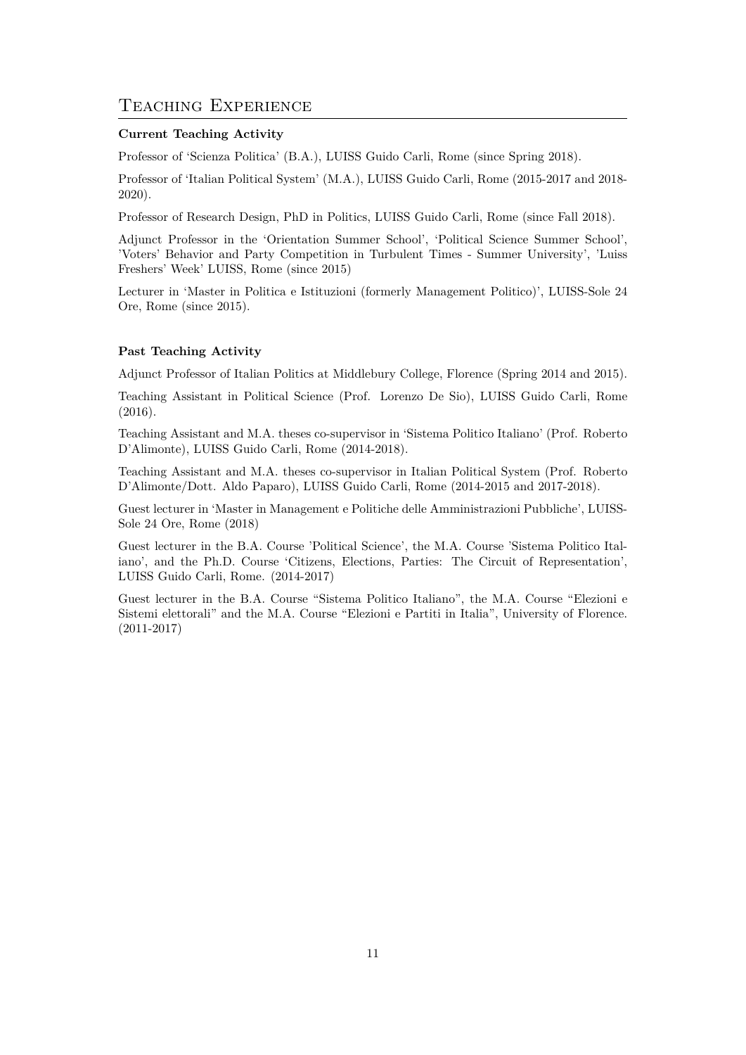## Teaching Experience

### Current Teaching Activity

Professor of 'Scienza Politica' (B.A.), LUISS Guido Carli, Rome (since Spring 2018).

Professor of 'Italian Political System' (M.A.), LUISS Guido Carli, Rome (2015-2017 and 2018-2020).

Professor of Research Design, PhD in Politics, LUISS Guido Carli, Rome (since Fall 2018).

Adjunct Professor in the 'Orientation Summer School', 'Political Science Summer School', 'Voters' Behavior and Party Competition in Turbulent Times - Summer University', 'Luiss Freshers' Week' LUISS, Rome (since 2015)

Lecturer in 'Master in Politica e Istituzioni (formerly Management Politico)', LUISS-Sole 24 Ore, Rome (since 2015).

### Past Teaching Activity

Adjunct Professor of Italian Politics at Middlebury College, Florence (Spring 2014 and 2015).

Teaching Assistant in Political Science (Prof. Lorenzo De Sio), LUISS Guido Carli, Rome (2016).

Teaching Assistant and M.A. theses co-supervisor in 'Sistema Politico Italiano' (Prof. Roberto D'Alimonte), LUISS Guido Carli, Rome (2014-2018).

Teaching Assistant and M.A. theses co-supervisor in Italian Political System (Prof. Roberto D'Alimonte/Dott. Aldo Paparo), LUISS Guido Carli, Rome (2014-2015 and 2017-2018).

Guest lecturer in 'Master in Management e Politiche delle Amministrazioni Pubbliche', LUISS-Sole 24 Ore, Rome (2018)

Guest lecturer in the B.A. Course 'Political Science', the M.A. Course 'Sistema Politico Italiano', and the Ph.D. Course 'Citizens, Elections, Parties: The Circuit of Representation', LUISS Guido Carli, Rome. (2014-2017)

Guest lecturer in the B.A. Course "Sistema Politico Italiano", the M.A. Course "Elezioni e Sistemi elettorali" and the M.A. Course "Elezioni e Partiti in Italia", University of Florence. (2011-2017)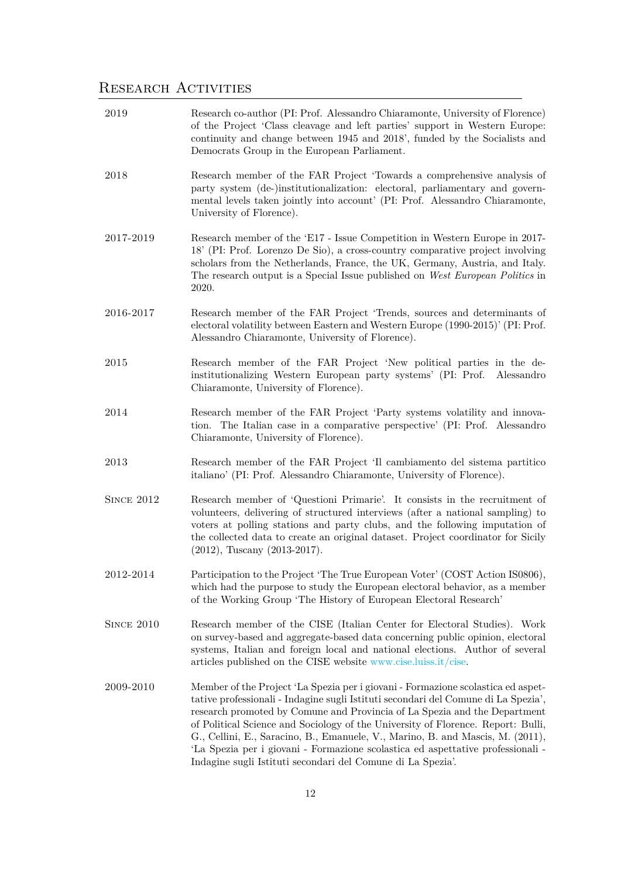## Research Activities

| | |
|---|---|
| 2019 | Research co-author (PI: Prof. Alessandro Chiaramonte, University of Florence) of the Project 'Class cleavage and left parties' support in Western Europe: continuity and change between 1945 and 2018', funded by the Socialists and Democrats Group in the European Parliament. |
| 2018 | Research member of the FAR Project 'Towards a comprehensive analysis of party system (de-)institutionalization: electoral, parliamentary and governmental levels taken jointly into account' (PI: Prof. Alessandro Chiaramonte, University of Florence). |
| 2017-2019 | Research member of the 'E17 - Issue Competition in Western Europe in 2017-18' (PI: Prof. Lorenzo De Sio), a cross-country comparative project involving scholars from the Netherlands, France, the UK, Germany, Austria, and Italy. The research output is a Special Issue published on *West European Politics* in 2020. |
| 2016-2017 | Research member of the FAR Project 'Trends, sources and determinants of electoral volatility between Eastern and Western Europe (1990-2015)' (PI: Prof. Alessandro Chiaramonte, University of Florence). |
| 2015 | Research member of the FAR Project 'New political parties in the de-institutionalizing Western European party systems' (PI: Prof. Alessandro Chiaramonte, University of Florence). |
| 2014 | Research member of the FAR Project 'Party systems volatility and innovation. The Italian case in a comparative perspective' (PI: Prof. Alessandro Chiaramonte, University of Florence). |
| 2013 | Research member of the FAR Project 'Il cambiamento del sistema partitico italiano' (PI: Prof. Alessandro Chiaramonte, University of Florence). |
| Since 2012 | Research member of 'Questioni Primarie'. It consists in the recruitment of volunteers, delivering of structured interviews (after a national sampling) to voters at polling stations and party clubs, and the following imputation of the collected data to create an original dataset. Project coordinator for Sicily (2012), Tuscany (2013-2017). |
| 2012-2014 | Participation to the Project 'The True European Voter' (COST Action IS0806), which had the purpose to study the European electoral behavior, as a member of the Working Group 'The History of European Electoral Research' |
| Since 2010 | Research member of the CISE (Italian Center for Electoral Studies). Work on survey-based and aggregate-based data concerning public opinion, electoral systems, Italian and foreign local and national elections. Author of several articles published on the CISE website www.cise.luiss.it/cise. |
| 2009-2010 | Member of the Project 'La Spezia per i giovani - Formazione scolastica ed aspettative professionali - Indagine sugli Istituti secondari del Comune di La Spezia', research promoted by Comune and Provincia of La Spezia and the Department of Political Science and Sociology of the University of Florence. Report: Bulli, G., Cellini, E., Saracino, B., Emanuele, V., Marino, B. and Mascis, M. (2011), 'La Spezia per i giovani - Formazione scolastica ed aspettative professionali - Indagine sugli Istituti secondari del Comune di La Spezia'. |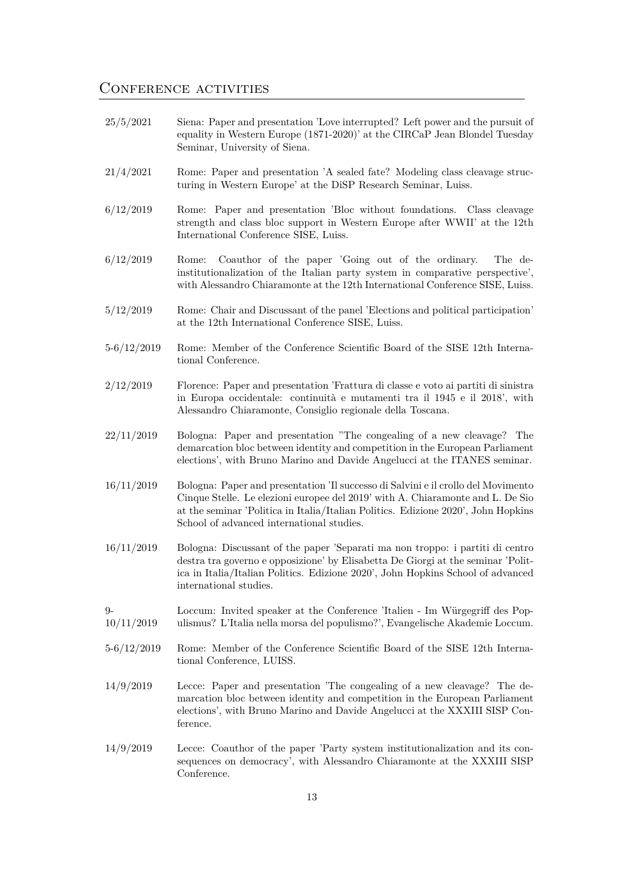## Conference activities

| | |
|---|---|
| 25/5/2021 | Siena: Paper and presentation 'Love interrupted? Left power and the pursuit of equality in Western Europe (1871-2020)' at the CIRCaP Jean Blondel Tuesday Seminar, University of Siena. |
| 21/4/2021 | Rome: Paper and presentation 'A sealed fate? Modeling class cleavage structuring in Western Europe' at the DiSP Research Seminar, Luiss. |
| 6/12/2019 | Rome: Paper and presentation 'Bloc without foundations. Class cleavage strength and class bloc support in Western Europe after WWII' at the 12th International Conference SISE, Luiss. |
| 6/12/2019 | Rome: Coauthor of the paper 'Going out of the ordinary. The deinstitutionalization of the Italian party system in comparative perspective', with Alessandro Chiaramonte at the 12th International Conference SISE, Luiss. |
| 5/12/2019 | Rome: Chair and Discussant of the panel 'Elections and political participation' at the 12th International Conference SISE, Luiss. |
| 5-6/12/2019 | Rome: Member of the Conference Scientific Board of the SISE 12th International Conference. |
| 2/12/2019 | Florence: Paper and presentation 'Frattura di classe e voto ai partiti di sinistra in Europa occidentale: continuità e mutamenti tra il 1945 e il 2018', with Alessandro Chiaramonte, Consiglio regionale della Toscana. |
| 22/11/2019 | Bologna: Paper and presentation "The congealing of a new cleavage? The demarcation bloc between identity and competition in the European Parliament elections', with Bruno Marino and Davide Angelucci at the ITANES seminar. |
| 16/11/2019 | Bologna: Paper and presentation 'Il successo di Salvini e il crollo del Movimento Cinque Stelle. Le elezioni europee del 2019' with A. Chiaramonte and L. De Sio at the seminar 'Politica in Italia/Italian Politics. Edizione 2020', John Hopkins School of advanced international studies. |
| 16/11/2019 | Bologna: Discussant of the paper 'Separati ma non troppo: i partiti di centro destra tra governo e opposizione' by Elisabetta De Giorgi at the seminar 'Politica in Italia/Italian Politics. Edizione 2020', John Hopkins School of advanced international studies. |
| 9-10/11/2019 | Loccum: Invited speaker at the Conference 'Italien - Im Würgegriff des Populismus? L'Italia nella morsa del populismo?', Evangelische Akademie Loccum. |
| 5-6/12/2019 | Rome: Member of the Conference Scientific Board of the SISE 12th International Conference, LUISS. |
| 14/9/2019 | Lecce: Paper and presentation 'The congealing of a new cleavage? The demarcation bloc between identity and competition in the European Parliament elections', with Bruno Marino and Davide Angelucci at the XXXIII SISP Conference. |
| 14/9/2019 | Lecce: Coauthor of the paper 'Party system institutionalization and its consequences on democracy', with Alessandro Chiaramonte at the XXXIII SISP Conference. |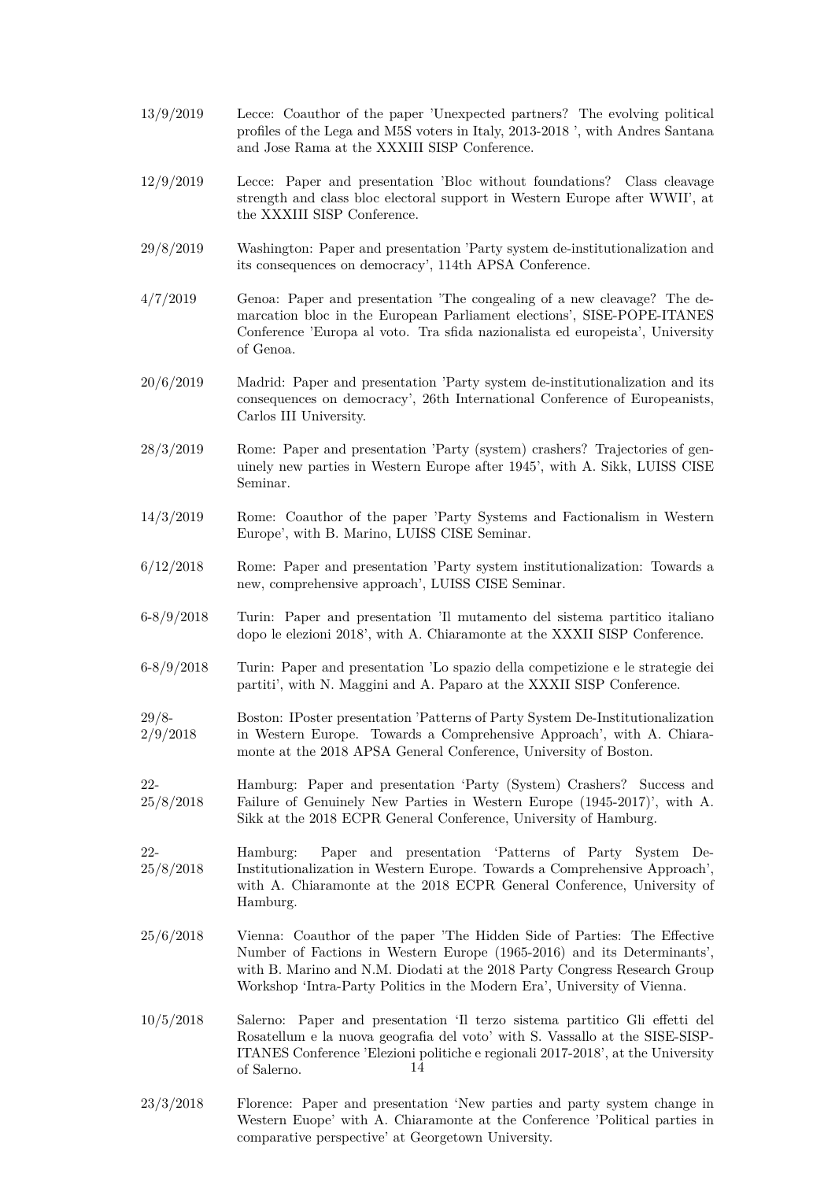13/9/2019 Lecce: Coauthor of the paper 'Unexpected partners? The evolving political profiles of the Lega and M5S voters in Italy, 2013-2018 ', with Andres Santana and Jose Rama at the XXXIII SISP Conference.

12/9/2019 Lecce: Paper and presentation 'Bloc without foundations? Class cleavage strength and class bloc electoral support in Western Europe after WWII', at the XXXIII SISP Conference.

29/8/2019 Washington: Paper and presentation 'Party system de-institutionalization and its consequences on democracy', 114th APSA Conference.

4/7/2019 Genoa: Paper and presentation 'The congealing of a new cleavage? The demarcation bloc in the European Parliament elections', SISE-POPE-ITANES Conference 'Europa al voto. Tra sfida nazionalista ed europeista', University of Genoa.

20/6/2019 Madrid: Paper and presentation 'Party system de-institutionalization and its consequences on democracy', 26th International Conference of Europeanists, Carlos III University.

28/3/2019 Rome: Paper and presentation 'Party (system) crashers? Trajectories of genuinely new parties in Western Europe after 1945', with A. Sikk, LUISS CISE Seminar.

14/3/2019 Rome: Coauthor of the paper 'Party Systems and Factionalism in Western Europe', with B. Marino, LUISS CISE Seminar.

6/12/2018 Rome: Paper and presentation 'Party system institutionalization: Towards a new, comprehensive approach', LUISS CISE Seminar.

6-8/9/2018 Turin: Paper and presentation 'Il mutamento del sistema partitico italiano dopo le elezioni 2018', with A. Chiaramonte at the XXXII SISP Conference.

6-8/9/2018 Turin: Paper and presentation 'Lo spazio della competizione e le strategie dei partiti', with N. Maggini and A. Paparo at the XXXII SISP Conference.

29/8-2/9/2018 Boston: IPoster presentation 'Patterns of Party System De-Institutionalization in Western Europe. Towards a Comprehensive Approach', with A. Chiaramonte at the 2018 APSA General Conference, University of Boston.

22-25/8/2018 Hamburg: Paper and presentation 'Party (System) Crashers? Success and Failure of Genuinely New Parties in Western Europe (1945-2017)', with A. Sikk at the 2018 ECPR General Conference, University of Hamburg.

22-25/8/2018 Hamburg: Paper and presentation 'Patterns of Party System De-Institutionalization in Western Europe. Towards a Comprehensive Approach', with A. Chiaramonte at the 2018 ECPR General Conference, University of Hamburg.

25/6/2018 Vienna: Coauthor of the paper 'The Hidden Side of Parties: The Effective Number of Factions in Western Europe (1965-2016) and its Determinants', with B. Marino and N.M. Diodati at the 2018 Party Congress Research Group Workshop 'Intra-Party Politics in the Modern Era', University of Vienna.

10/5/2018 Salerno: Paper and presentation 'Il terzo sistema partitico Gli effetti del Rosatellum e la nuova geografia del voto' with S. Vassallo at the SISE-SISP-ITANES Conference 'Elezioni politiche e regionali 2017-2018', at the University of Salerno.

23/3/2018 Florence: Paper and presentation 'New parties and party system change in Western Euope' with A. Chiaramonte at the Conference 'Political parties in comparative perspective' at Georgetown University.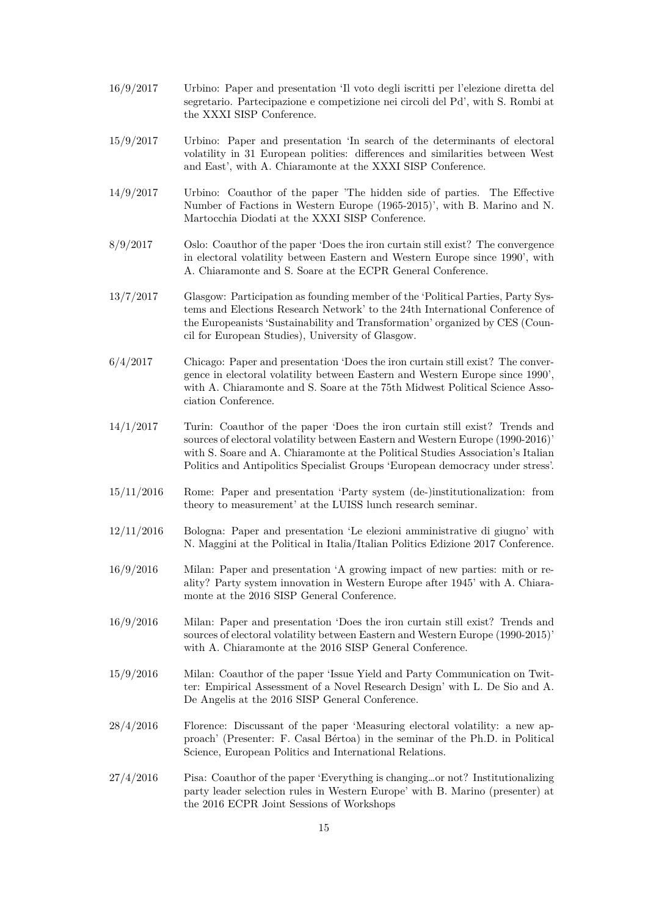16/9/2017 Urbino: Paper and presentation 'Il voto degli iscritti per l'elezione diretta del segretario. Partecipazione e competizione nei circoli del Pd', with S. Rombi at the XXXI SISP Conference.

15/9/2017 Urbino: Paper and presentation 'In search of the determinants of electoral volatility in 31 European polities: differences and similarities between West and East', with A. Chiaramonte at the XXXI SISP Conference.

14/9/2017 Urbino: Coauthor of the paper 'The hidden side of parties. The Effective Number of Factions in Western Europe (1965-2015)', with B. Marino and N. Martocchia Diodati at the XXXI SISP Conference.

8/9/2017 Oslo: Coauthor of the paper 'Does the iron curtain still exist? The convergence in electoral volatility between Eastern and Western Europe since 1990', with A. Chiaramonte and S. Soare at the ECPR General Conference.

13/7/2017 Glasgow: Participation as founding member of the 'Political Parties, Party Systems and Elections Research Network' to the 24th International Conference of the Europeanists 'Sustainability and Transformation' organized by CES (Council for European Studies), University of Glasgow.

6/4/2017 Chicago: Paper and presentation 'Does the iron curtain still exist? The convergence in electoral volatility between Eastern and Western Europe since 1990', with A. Chiaramonte and S. Soare at the 75th Midwest Political Science Association Conference.

14/1/2017 Turin: Coauthor of the paper 'Does the iron curtain still exist? Trends and sources of electoral volatility between Eastern and Western Europe (1990-2016)' with S. Soare and A. Chiaramonte at the Political Studies Association's Italian Politics and Antipolitics Specialist Groups 'European democracy under stress'.

15/11/2016 Rome: Paper and presentation 'Party system (de-)institutionalization: from theory to measurement' at the LUISS lunch research seminar.

12/11/2016 Bologna: Paper and presentation 'Le elezioni amministrative di giugno' with N. Maggini at the Political in Italia/Italian Politics Edizione 2017 Conference.

16/9/2016 Milan: Paper and presentation 'A growing impact of new parties: mith or reality? Party system innovation in Western Europe after 1945' with A. Chiaramonte at the 2016 SISP General Conference.

16/9/2016 Milan: Paper and presentation 'Does the iron curtain still exist? Trends and sources of electoral volatility between Eastern and Western Europe (1990-2015)' with A. Chiaramonte at the 2016 SISP General Conference.

15/9/2016 Milan: Coauthor of the paper 'Issue Yield and Party Communication on Twitter: Empirical Assessment of a Novel Research Design' with L. De Sio and A. De Angelis at the 2016 SISP General Conference.

28/4/2016 Florence: Discussant of the paper 'Measuring electoral volatility: a new approach' (Presenter: F. Casal Bértoa) in the seminar of the Ph.D. in Political Science, European Politics and International Relations.

27/4/2016 Pisa: Coauthor of the paper 'Everything is changing…or not? Institutionalizing party leader selection rules in Western Europe' with B. Marino (presenter) at the 2016 ECPR Joint Sessions of Workshops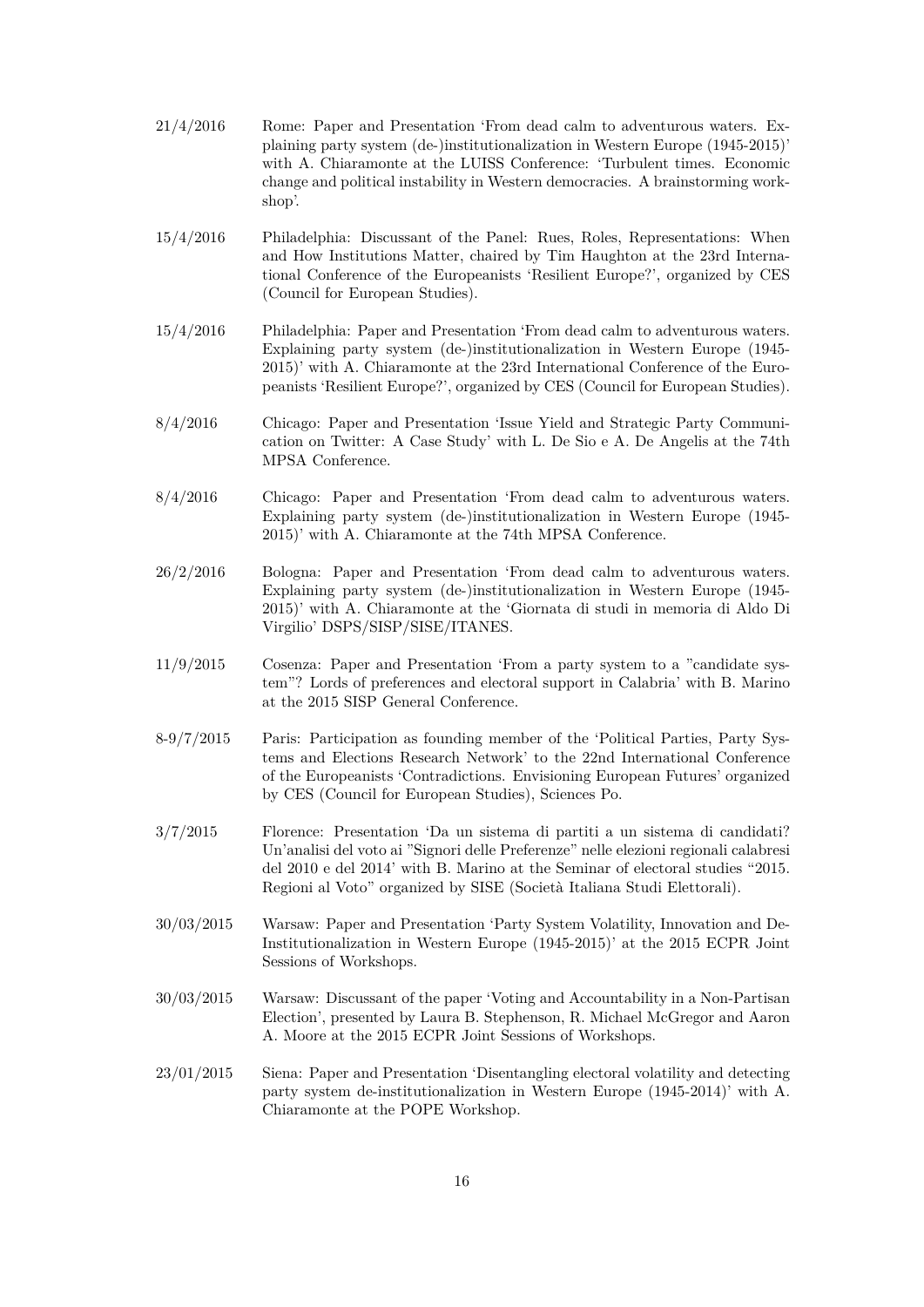21/4/2016 Rome: Paper and Presentation 'From dead calm to adventurous waters. Explaining party system (de-)institutionalization in Western Europe (1945-2015)' with A. Chiaramonte at the LUISS Conference: 'Turbulent times. Economic change and political instability in Western democracies. A brainstorming workshop'.

15/4/2016 Philadelphia: Discussant of the Panel: Rues, Roles, Representations: When and How Institutions Matter, chaired by Tim Haughton at the 23rd International Conference of the Europeanists 'Resilient Europe?', organized by CES (Council for European Studies).

15/4/2016 Philadelphia: Paper and Presentation 'From dead calm to adventurous waters. Explaining party system (de-)institutionalization in Western Europe (1945-2015)' with A. Chiaramonte at the 23rd International Conference of the Europeanists 'Resilient Europe?', organized by CES (Council for European Studies).

8/4/2016 Chicago: Paper and Presentation 'Issue Yield and Strategic Party Communication on Twitter: A Case Study' with L. De Sio e A. De Angelis at the 74th MPSA Conference.

8/4/2016 Chicago: Paper and Presentation 'From dead calm to adventurous waters. Explaining party system (de-)institutionalization in Western Europe (1945-2015)' with A. Chiaramonte at the 74th MPSA Conference.

26/2/2016 Bologna: Paper and Presentation 'From dead calm to adventurous waters. Explaining party system (de-)institutionalization in Western Europe (1945-2015)' with A. Chiaramonte at the 'Giornata di studi in memoria di Aldo Di Virgilio' DSPS/SISP/SISE/ITANES.

11/9/2015 Cosenza: Paper and Presentation 'From a party system to a "candidate system"? Lords of preferences and electoral support in Calabria' with B. Marino at the 2015 SISP General Conference.

8-9/7/2015 Paris: Participation as founding member of the 'Political Parties, Party Systems and Elections Research Network' to the 22nd International Conference of the Europeanists 'Contradictions. Envisioning European Futures' organized by CES (Council for European Studies), Sciences Po.

3/7/2015 Florence: Presentation 'Da un sistema di partiti a un sistema di candidati? Un'analisi del voto ai "Signori delle Preferenze" nelle elezioni regionali calabresi del 2010 e del 2014' with B. Marino at the Seminar of electoral studies "2015. Regioni al Voto" organized by SISE (Società Italiana Studi Elettorali).

30/03/2015 Warsaw: Paper and Presentation 'Party System Volatility, Innovation and De-Institutionalization in Western Europe (1945-2015)' at the 2015 ECPR Joint Sessions of Workshops.

30/03/2015 Warsaw: Discussant of the paper 'Voting and Accountability in a Non-Partisan Election', presented by Laura B. Stephenson, R. Michael McGregor and Aaron A. Moore at the 2015 ECPR Joint Sessions of Workshops.

23/01/2015 Siena: Paper and Presentation 'Disentangling electoral volatility and detecting party system de-institutionalization in Western Europe (1945-2014)' with A. Chiaramonte at the POPE Workshop.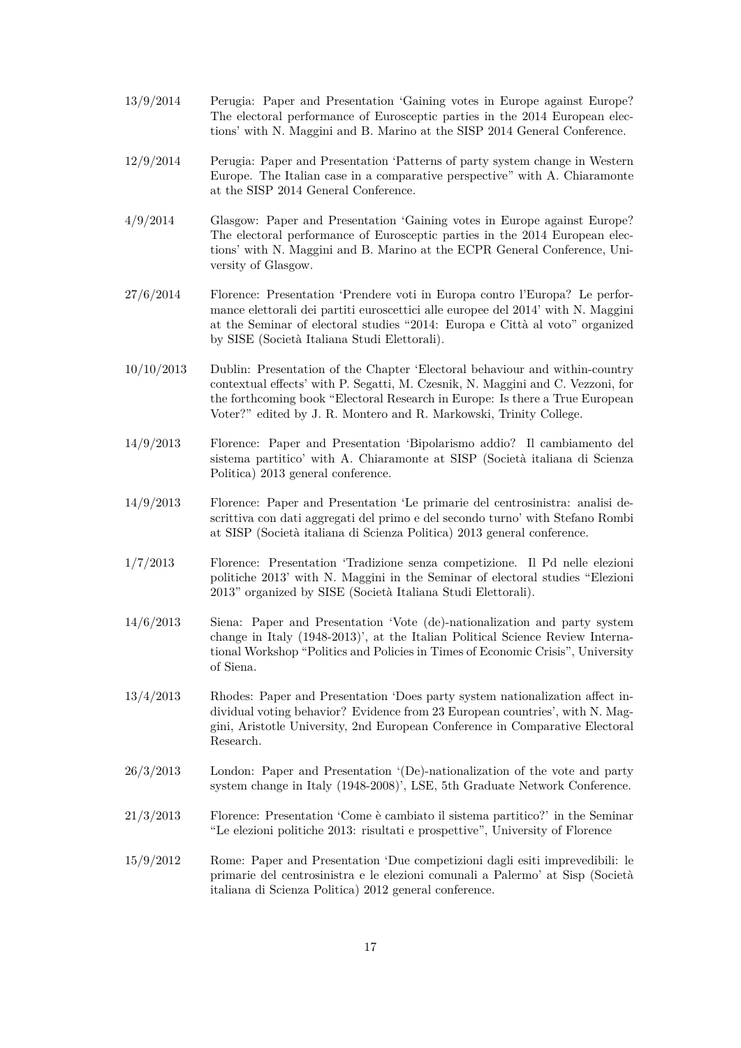13/9/2014 Perugia: Paper and Presentation 'Gaining votes in Europe against Europe? The electoral performance of Eurosceptic parties in the 2014 European elections' with N. Maggini and B. Marino at the SISP 2014 General Conference.

12/9/2014 Perugia: Paper and Presentation 'Patterns of party system change in Western Europe. The Italian case in a comparative perspective" with A. Chiaramonte at the SISP 2014 General Conference.

4/9/2014 Glasgow: Paper and Presentation 'Gaining votes in Europe against Europe? The electoral performance of Eurosceptic parties in the 2014 European elections' with N. Maggini and B. Marino at the ECPR General Conference, University of Glasgow.

27/6/2014 Florence: Presentation 'Prendere voti in Europa contro l'Europa? Le performance elettorali dei partiti euroscettici alle europee del 2014' with N. Maggini at the Seminar of electoral studies "2014: Europa e Città al voto" organized by SISE (Società Italiana Studi Elettorali).

10/10/2013 Dublin: Presentation of the Chapter 'Electoral behaviour and within-country contextual effects' with P. Segatti, M. Czesnik, N. Maggini and C. Vezzoni, for the forthcoming book "Electoral Research in Europe: Is there a True European Voter?" edited by J. R. Montero and R. Markowski, Trinity College.

14/9/2013 Florence: Paper and Presentation 'Bipolarismo addio? Il cambiamento del sistema partitico' with A. Chiaramonte at SISP (Società italiana di Scienza Politica) 2013 general conference.

14/9/2013 Florence: Paper and Presentation 'Le primarie del centrosinistra: analisi descrittiva con dati aggregati del primo e del secondo turno' with Stefano Rombi at SISP (Società italiana di Scienza Politica) 2013 general conference.

1/7/2013 Florence: Presentation 'Tradizione senza competizione. Il Pd nelle elezioni politiche 2013' with N. Maggini in the Seminar of electoral studies "Elezioni 2013" organized by SISE (Società Italiana Studi Elettorali).

14/6/2013 Siena: Paper and Presentation 'Vote (de)-nationalization and party system change in Italy (1948-2013)', at the Italian Political Science Review International Workshop "Politics and Policies in Times of Economic Crisis", University of Siena.

13/4/2013 Rhodes: Paper and Presentation 'Does party system nationalization affect individual voting behavior? Evidence from 23 European countries', with N. Maggini, Aristotle University, 2nd European Conference in Comparative Electoral Research.

26/3/2013 London: Paper and Presentation '(De)-nationalization of the vote and party system change in Italy (1948-2008)', LSE, 5th Graduate Network Conference.

21/3/2013 Florence: Presentation 'Come è cambiato il sistema partitico?' in the Seminar "Le elezioni politiche 2013: risultati e prospettive", University of Florence

15/9/2012 Rome: Paper and Presentation 'Due competizioni dagli esiti imprevedibili: le primarie del centrosinistra e le elezioni comunali a Palermo' at Sisp (Società italiana di Scienza Politica) 2012 general conference.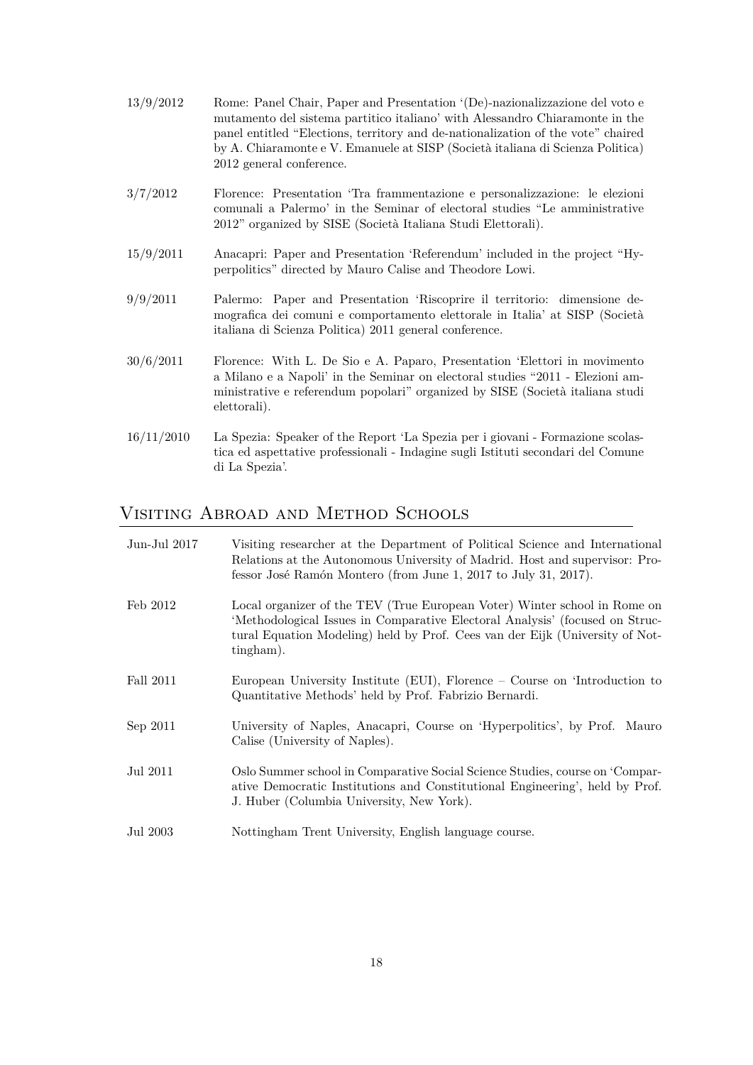| | |
|---|---|
| 13/9/2012 | Rome: Panel Chair, Paper and Presentation '(De)-nazionalizzazione del voto e mutamento del sistema partitico italiano' with Alessandro Chiaramonte in the panel entitled "Elections, territory and de-nationalization of the vote" chaired by A. Chiaramonte e V. Emanuele at SISP (Società italiana di Scienza Politica) 2012 general conference. |
| 3/7/2012 | Florence: Presentation 'Tra frammentazione e personalizzazione: le elezioni comunali a Palermo' in the Seminar of electoral studies "Le amministrative 2012" organized by SISE (Società Italiana Studi Elettorali). |
| 15/9/2011 | Anacapri: Paper and Presentation 'Referendum' included in the project "Hyperpolitics" directed by Mauro Calise and Theodore Lowi. |
| 9/9/2011 | Palermo: Paper and Presentation 'Riscoprire il territorio: dimensione demografica dei comuni e comportamento elettorale in Italia' at SISP (Società italiana di Scienza Politica) 2011 general conference. |
| 30/6/2011 | Florence: With L. De Sio e A. Paparo, Presentation 'Elettori in movimento a Milano e a Napoli' in the Seminar on electoral studies "2011 - Elezioni amministrative e referendum popolari" organized by SISE (Società italiana studi elettorali). |
| 16/11/2010 | La Spezia: Speaker of the Report 'La Spezia per i giovani - Formazione scolastica ed aspettative professionali - Indagine sugli Istituti secondari del Comune di La Spezia'. |

## Visiting Abroad and Method Schools

| | |
|---|---|
| Jun-Jul 2017 | Visiting researcher at the Department of Political Science and International Relations at the Autonomous University of Madrid. Host and supervisor: Professor José Ramón Montero (from June 1, 2017 to July 31, 2017). |
| Feb 2012 | Local organizer of the TEV (True European Voter) Winter school in Rome on 'Methodological Issues in Comparative Electoral Analysis' (focused on Structural Equation Modeling) held by Prof. Cees van der Eijk (University of Nottingham). |
| Fall 2011 | European University Institute (EUI), Florence – Course on 'Introduction to Quantitative Methods' held by Prof. Fabrizio Bernardi. |
| Sep 2011 | University of Naples, Anacapri, Course on 'Hyperpolitics', by Prof. Mauro Calise (University of Naples). |
| Jul 2011 | Oslo Summer school in Comparative Social Science Studies, course on 'Comparative Democratic Institutions and Constitutional Engineering', held by Prof. J. Huber (Columbia University, New York). |
| Jul 2003 | Nottingham Trent University, English language course. |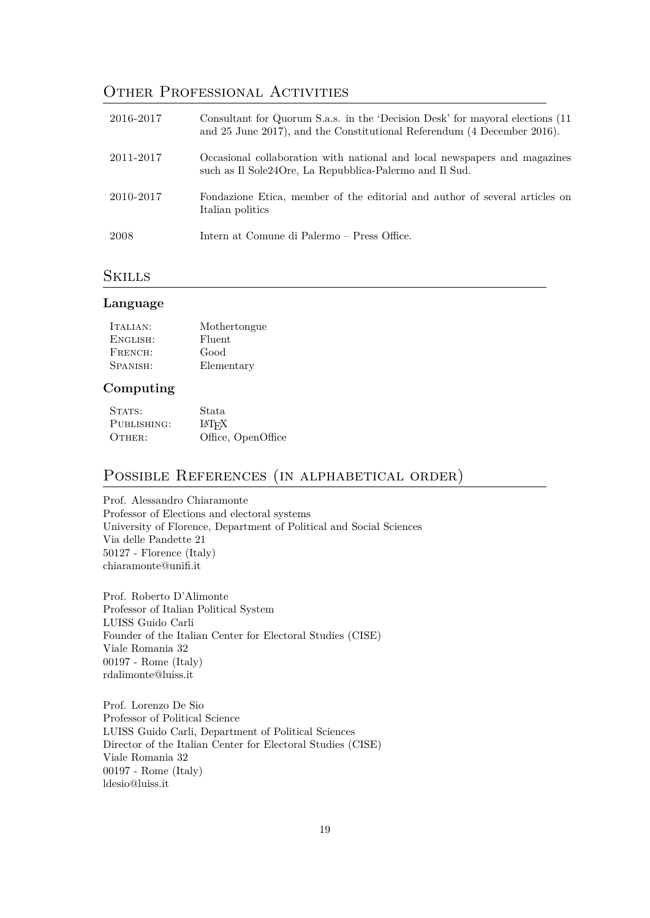## Other Professional Activities

| | |
|---|---|
| 2016-2017 | Consultant for Quorum S.a.s. in the 'Decision Desk' for mayoral elections (11 and 25 June 2017), and the Constitutional Referendum (4 December 2016). |
| 2011-2017 | Occasional collaboration with national and local newspapers and magazines such as Il Sole24Ore, La Repubblica-Palermo and Il Sud. |
| 2010-2017 | Fondazione Etica, member of the editorial and author of several articles on Italian politics |
| 2008 | Intern at Comune di Palermo – Press Office. |

## Skills

### Language

| | |
|---|---|
| Italian: | Mothertongue |
| English: | Fluent |
| French: | Good |
| Spanish: | Elementary |

### Computing

| | |
|---|---|
| Stats: | Stata |
| Publishing: | LaTeX |
| Other: | Office, OpenOffice |

## Possible References (in alphabetical order)

Prof. Alessandro Chiaramonte
Professor of Elections and electoral systems
University of Florence, Department of Political and Social Sciences
Via delle Pandette 21
50127 - Florence (Italy)
chiaramonte@unifi.it

Prof. Roberto D'Alimonte
Professor of Italian Political System
LUISS Guido Carli
Founder of the Italian Center for Electoral Studies (CISE)
Viale Romania 32
00197 - Rome (Italy)
rdalimonte@luiss.it

Prof. Lorenzo De Sio
Professor of Political Science
LUISS Guido Carli, Department of Political Sciences
Director of the Italian Center for Electoral Studies (CISE)
Viale Romania 32
00197 - Rome (Italy)
ldesio@luiss.it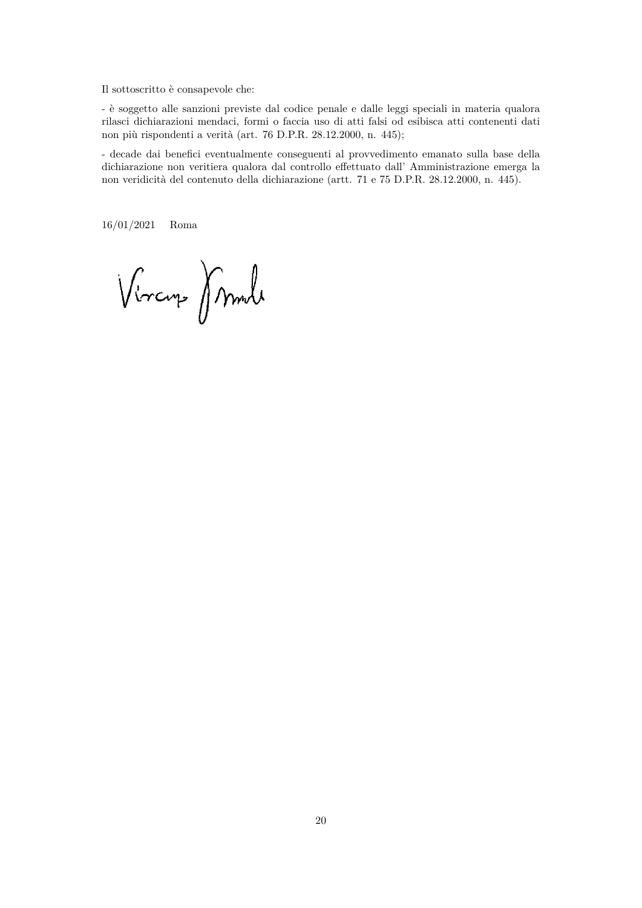Il sottoscritto è consapevole che:

- è soggetto alle sanzioni previste dal codice penale e dalle leggi speciali in materia qualora rilasci dichiarazioni mendaci, formi o faccia uso di atti falsi od esibisca atti contenenti dati non più rispondenti a verità (art. 76 D.P.R. 28.12.2000, n. 445);

- decade dai benefici eventualmente conseguenti al provvedimento emanato sulla base della dichiarazione non veritiera qualora dal controllo effettuato dall' Amministrazione emerga la non veridicità del contenuto della dichiarazione (artt. 71 e 75 D.P.R. 28.12.2000, n. 445).

16/01/2021 Roma